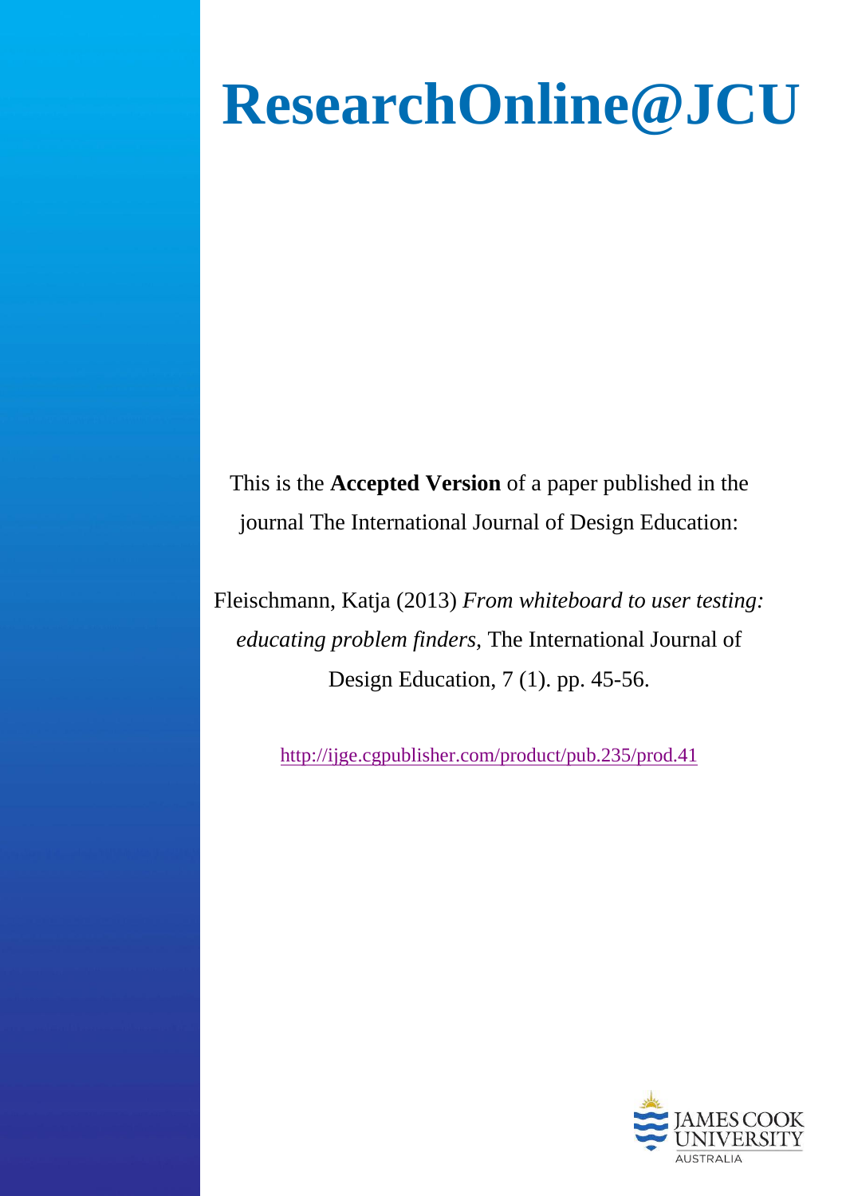# ResearchOnline@JCU

This is the **Accepted Version** of a paper published in the journal The International Journal of Design Education:

Fleischmann, Katja (2013) *From whiteboard to user testing: educating problem finders,* The International Journal of Design Education, 7 (1). pp. 45-56.

http://ijge.cgpublisher.com/product/pub.235/prod.41

JAMES COOK UNIVERSITY
AUSTRALIA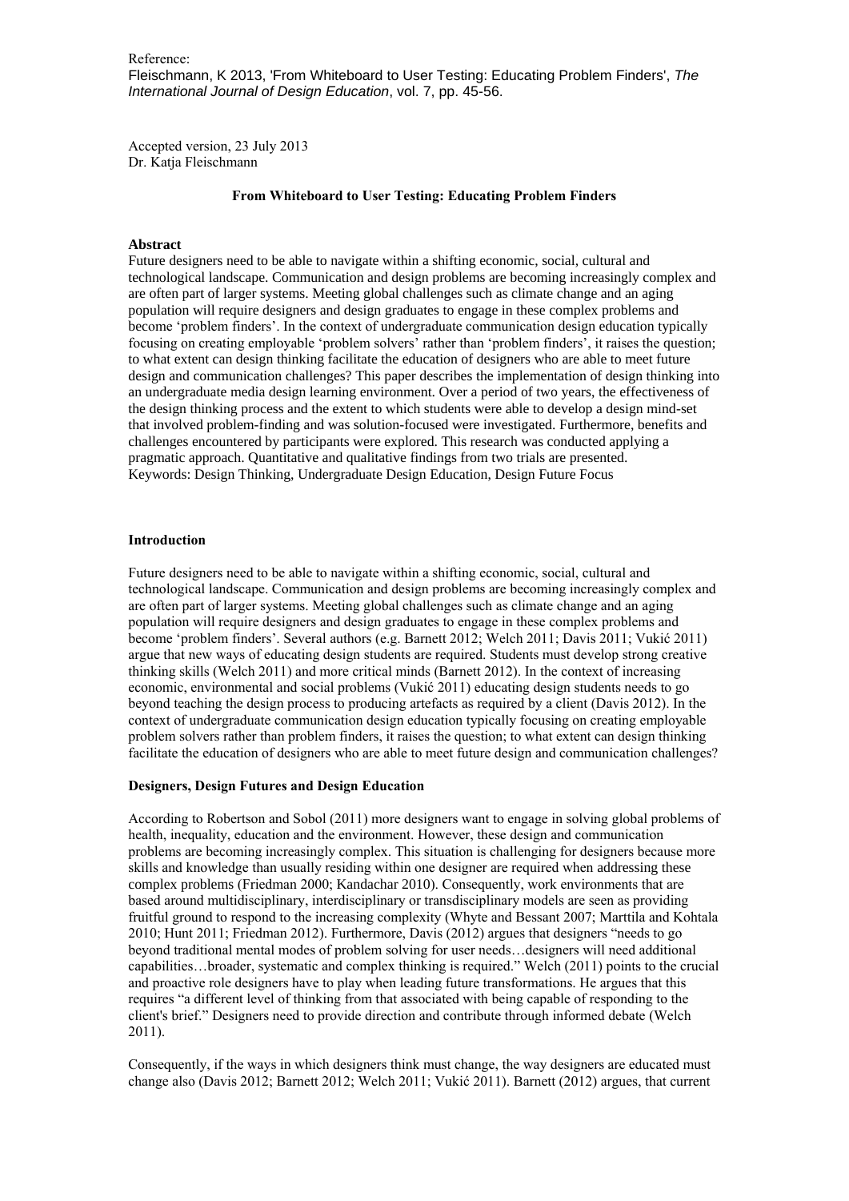Reference:
Fleischmann, K 2013, 'From Whiteboard to User Testing: Educating Problem Finders', *The International Journal of Design Education*, vol. 7, pp. 45-56.

Accepted version, 23 July 2013
Dr. Katja Fleischmann

## From Whiteboard to User Testing: Educating Problem Finders

### Abstract

Future designers need to be able to navigate within a shifting economic, social, cultural and technological landscape. Communication and design problems are becoming increasingly complex and are often part of larger systems. Meeting global challenges such as climate change and an aging population will require designers and design graduates to engage in these complex problems and become 'problem finders'. In the context of undergraduate communication design education typically focusing on creating employable 'problem solvers' rather than 'problem finders', it raises the question; to what extent can design thinking facilitate the education of designers who are able to meet future design and communication challenges? This paper describes the implementation of design thinking into an undergraduate media design learning environment. Over a period of two years, the effectiveness of the design thinking process and the extent to which students were able to develop a design mind-set that involved problem-finding and was solution-focused were investigated. Furthermore, benefits and challenges encountered by participants were explored. This research was conducted applying a pragmatic approach. Quantitative and qualitative findings from two trials are presented.
Keywords: Design Thinking, Undergraduate Design Education, Design Future Focus

### Introduction

Future designers need to be able to navigate within a shifting economic, social, cultural and technological landscape. Communication and design problems are becoming increasingly complex and are often part of larger systems. Meeting global challenges such as climate change and an aging population will require designers and design graduates to engage in these complex problems and become 'problem finders'. Several authors (e.g. Barnett 2012; Welch 2011; Davis 2011; Vukić 2011) argue that new ways of educating design students are required. Students must develop strong creative thinking skills (Welch 2011) and more critical minds (Barnett 2012). In the context of increasing economic, environmental and social problems (Vukić 2011) educating design students needs to go beyond teaching the design process to producing artefacts as required by a client (Davis 2012). In the context of undergraduate communication design education typically focusing on creating employable problem solvers rather than problem finders, it raises the question; to what extent can design thinking facilitate the education of designers who are able to meet future design and communication challenges?

### Designers, Design Futures and Design Education

According to Robertson and Sobol (2011) more designers want to engage in solving global problems of health, inequality, education and the environment. However, these design and communication problems are becoming increasingly complex. This situation is challenging for designers because more skills and knowledge than usually residing within one designer are required when addressing these complex problems (Friedman 2000; Kandachar 2010). Consequently, work environments that are based around multidisciplinary, interdisciplinary or transdisciplinary models are seen as providing fruitful ground to respond to the increasing complexity (Whyte and Bessant 2007; Marttila and Kohtala 2010; Hunt 2011; Friedman 2012). Furthermore, Davis (2012) argues that designers "needs to go beyond traditional mental modes of problem solving for user needs…designers will need additional capabilities…broader, systematic and complex thinking is required." Welch (2011) points to the crucial and proactive role designers have to play when leading future transformations. He argues that this requires "a different level of thinking from that associated with being capable of responding to the client's brief." Designers need to provide direction and contribute through informed debate (Welch 2011).

Consequently, if the ways in which designers think must change, the way designers are educated must change also (Davis 2012; Barnett 2012; Welch 2011; Vukić 2011). Barnett (2012) argues, that current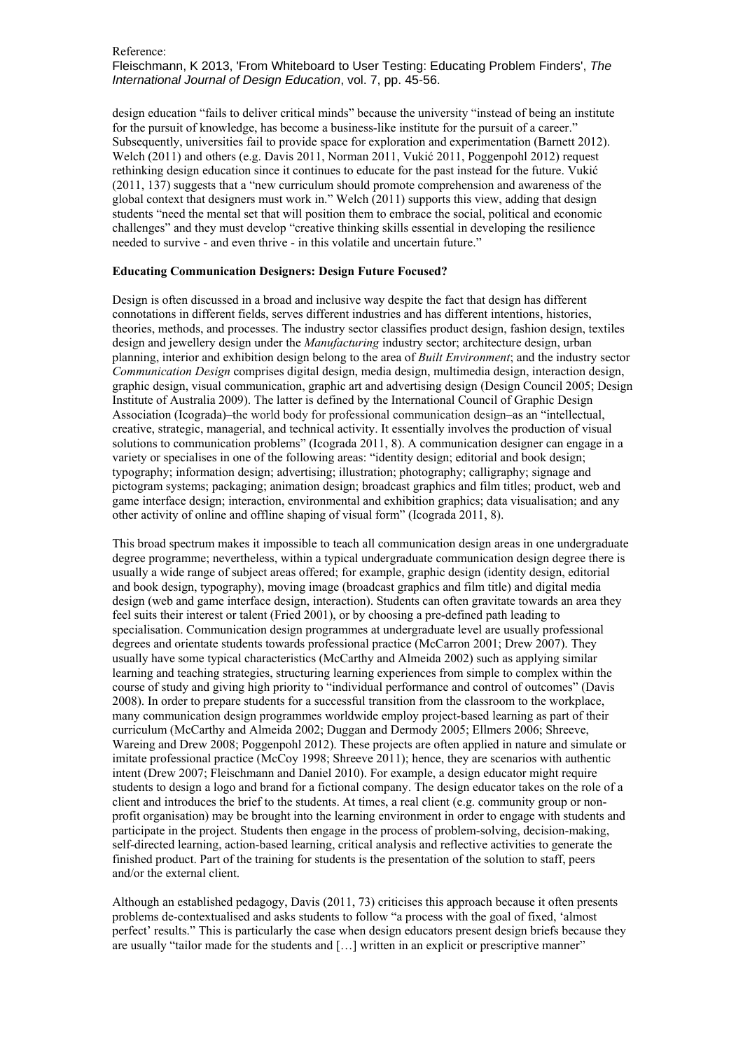design education "fails to deliver critical minds" because the university "instead of being an institute for the pursuit of knowledge, has become a business-like institute for the pursuit of a career." Subsequently, universities fail to provide space for exploration and experimentation (Barnett 2012). Welch (2011) and others (e.g. Davis 2011, Norman 2011, Vukić 2011, Poggenpohl 2012) request rethinking design education since it continues to educate for the past instead for the future. Vukić (2011, 137) suggests that a "new curriculum should promote comprehension and awareness of the global context that designers must work in." Welch (2011) supports this view, adding that design students "need the mental set that will position them to embrace the social, political and economic challenges" and they must develop "creative thinking skills essential in developing the resilience needed to survive - and even thrive - in this volatile and uncertain future."

**Educating Communication Designers: Design Future Focused?**

Design is often discussed in a broad and inclusive way despite the fact that design has different connotations in different fields, serves different industries and has different intentions, histories, theories, methods, and processes. The industry sector classifies product design, fashion design, textiles design and jewellery design under the *Manufacturing* industry sector; architecture design, urban planning, interior and exhibition design belong to the area of *Built Environment*; and the industry sector *Communication Design* comprises digital design, media design, multimedia design, interaction design, graphic design, visual communication, graphic art and advertising design (Design Council 2005; Design Institute of Australia 2009). The latter is defined by the International Council of Graphic Design Association (Icograda)–the world body for professional communication design–as an "intellectual, creative, strategic, managerial, and technical activity. It essentially involves the production of visual solutions to communication problems" (Icograda 2011, 8). A communication designer can engage in a variety or specialises in one of the following areas: "identity design; editorial and book design; typography; information design; advertising; illustration; photography; calligraphy; signage and pictogram systems; packaging; animation design; broadcast graphics and film titles; product, web and game interface design; interaction, environmental and exhibition graphics; data visualisation; and any other activity of online and offline shaping of visual form" (Icograda 2011, 8).

This broad spectrum makes it impossible to teach all communication design areas in one undergraduate degree programme; nevertheless, within a typical undergraduate communication design degree there is usually a wide range of subject areas offered; for example, graphic design (identity design, editorial and book design, typography), moving image (broadcast graphics and film title) and digital media design (web and game interface design, interaction). Students can often gravitate towards an area they feel suits their interest or talent (Fried 2001), or by choosing a pre-defined path leading to specialisation. Communication design programmes at undergraduate level are usually professional degrees and orientate students towards professional practice (McCarron 2001; Drew 2007). They usually have some typical characteristics (McCarthy and Almeida 2002) such as applying similar learning and teaching strategies, structuring learning experiences from simple to complex within the course of study and giving high priority to "individual performance and control of outcomes" (Davis 2008). In order to prepare students for a successful transition from the classroom to the workplace, many communication design programmes worldwide employ project-based learning as part of their curriculum (McCarthy and Almeida 2002; Duggan and Dermody 2005; Ellmers 2006; Shreeve, Wareing and Drew 2008; Poggenpohl 2012). These projects are often applied in nature and simulate or imitate professional practice (McCoy 1998; Shreeve 2011); hence, they are scenarios with authentic intent (Drew 2007; Fleischmann and Daniel 2010). For example, a design educator might require students to design a logo and brand for a fictional company. The design educator takes on the role of a client and introduces the brief to the students. At times, a real client (e.g. community group or non-profit organisation) may be brought into the learning environment in order to engage with students and participate in the project. Students then engage in the process of problem-solving, decision-making, self-directed learning, action-based learning, critical analysis and reflective activities to generate the finished product. Part of the training for students is the presentation of the solution to staff, peers and/or the external client.

Although an established pedagogy, Davis (2011, 73) criticises this approach because it often presents problems de-contextualised and asks students to follow "a process with the goal of fixed, 'almost perfect' results." This is particularly the case when design educators present design briefs because they are usually "tailor made for the students and […] written in an explicit or prescriptive manner"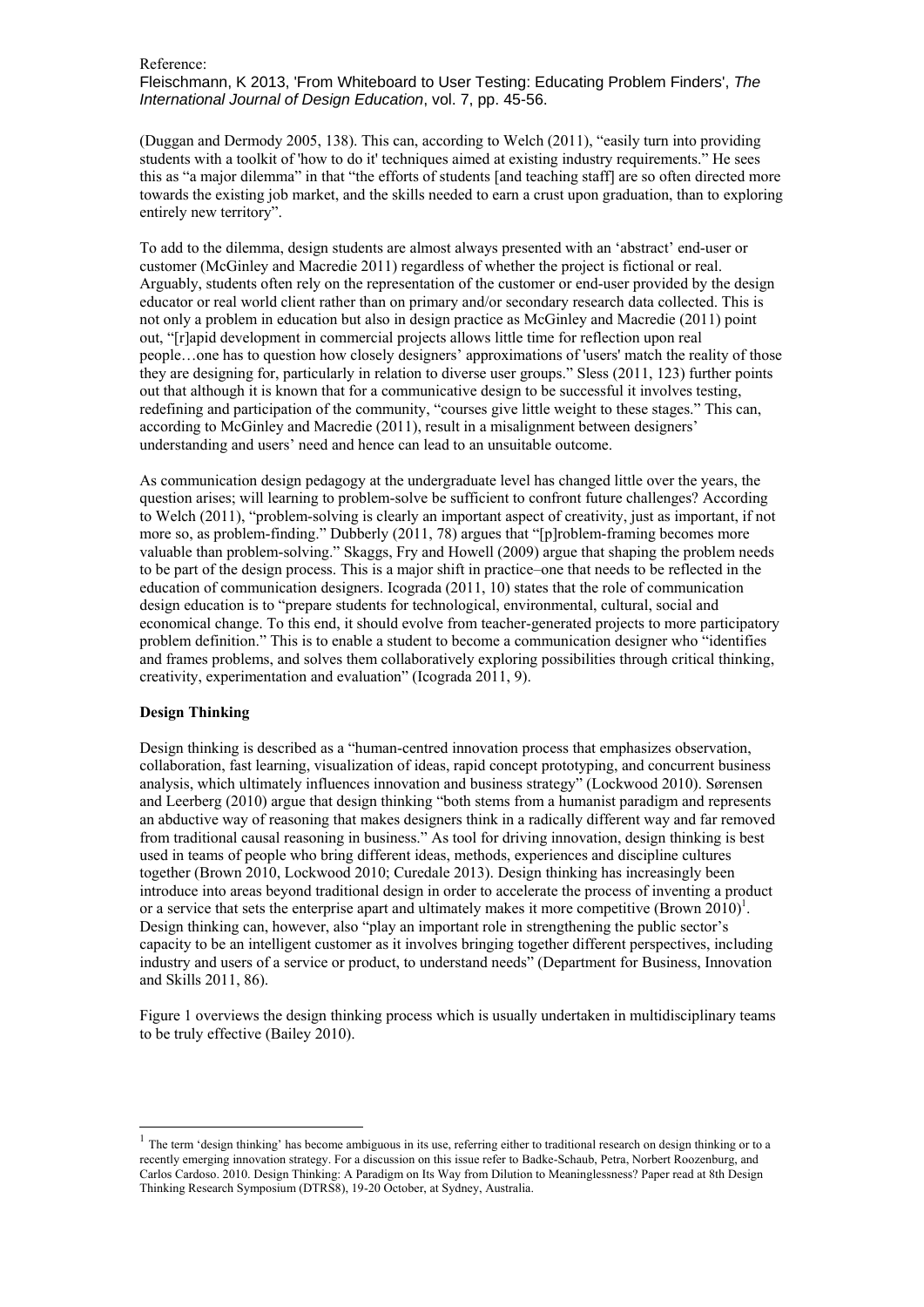(Duggan and Dermody 2005, 138). This can, according to Welch (2011), "easily turn into providing students with a toolkit of 'how to do it' techniques aimed at existing industry requirements." He sees this as "a major dilemma" in that "the efforts of students [and teaching staff] are so often directed more towards the existing job market, and the skills needed to earn a crust upon graduation, than to exploring entirely new territory".

To add to the dilemma, design students are almost always presented with an 'abstract' end-user or customer (McGinley and Macredie 2011) regardless of whether the project is fictional or real. Arguably, students often rely on the representation of the customer or end-user provided by the design educator or real world client rather than on primary and/or secondary research data collected. This is not only a problem in education but also in design practice as McGinley and Macredie (2011) point out, "[r]apid development in commercial projects allows little time for reflection upon real people…one has to question how closely designers' approximations of 'users' match the reality of those they are designing for, particularly in relation to diverse user groups." Sless (2011, 123) further points out that although it is known that for a communicative design to be successful it involves testing, redefining and participation of the community, "courses give little weight to these stages." This can, according to McGinley and Macredie (2011), result in a misalignment between designers' understanding and users' need and hence can lead to an unsuitable outcome.

As communication design pedagogy at the undergraduate level has changed little over the years, the question arises; will learning to problem-solve be sufficient to confront future challenges? According to Welch (2011), "problem-solving is clearly an important aspect of creativity, just as important, if not more so, as problem-finding." Dubberly (2011, 78) argues that "[p]roblem-framing becomes more valuable than problem-solving." Skaggs, Fry and Howell (2009) argue that shaping the problem needs to be part of the design process. This is a major shift in practice–one that needs to be reflected in the education of communication designers. Icograda (2011, 10) states that the role of communication design education is to "prepare students for technological, environmental, cultural, social and economical change. To this end, it should evolve from teacher-generated projects to more participatory problem definition." This is to enable a student to become a communication designer who "identifies and frames problems, and solves them collaboratively exploring possibilities through critical thinking, creativity, experimentation and evaluation" (Icograda 2011, 9).

**Design Thinking**

Design thinking is described as a "human-centred innovation process that emphasizes observation, collaboration, fast learning, visualization of ideas, rapid concept prototyping, and concurrent business analysis, which ultimately influences innovation and business strategy" (Lockwood 2010). Sørensen and Leerberg (2010) argue that design thinking "both stems from a humanist paradigm and represents an abductive way of reasoning that makes designers think in a radically different way and far removed from traditional causal reasoning in business." As tool for driving innovation, design thinking is best used in teams of people who bring different ideas, methods, experiences and discipline cultures together (Brown 2010, Lockwood 2010; Curedale 2013). Design thinking has increasingly been introduce into areas beyond traditional design in order to accelerate the process of inventing a product or a service that sets the enterprise apart and ultimately makes it more competitive (Brown 2010)[1]. Design thinking can, however, also "play an important role in strengthening the public sector's capacity to be an intelligent customer as it involves bringing together different perspectives, including industry and users of a service or product, to understand needs" (Department for Business, Innovation and Skills 2011, 86).

Figure 1 overviews the design thinking process which is usually undertaken in multidisciplinary teams to be truly effective (Bailey 2010).

[1] The term 'design thinking' has become ambiguous in its use, referring either to traditional research on design thinking or to a recently emerging innovation strategy. For a discussion on this issue refer to Badke-Schaub, Petra, Norbert Roozenburg, and Carlos Cardoso. 2010. Design Thinking: A Paradigm on Its Way from Dilution to Meaninglessness? Paper read at 8th Design Thinking Research Symposium (DTRS8), 19-20 October, at Sydney, Australia.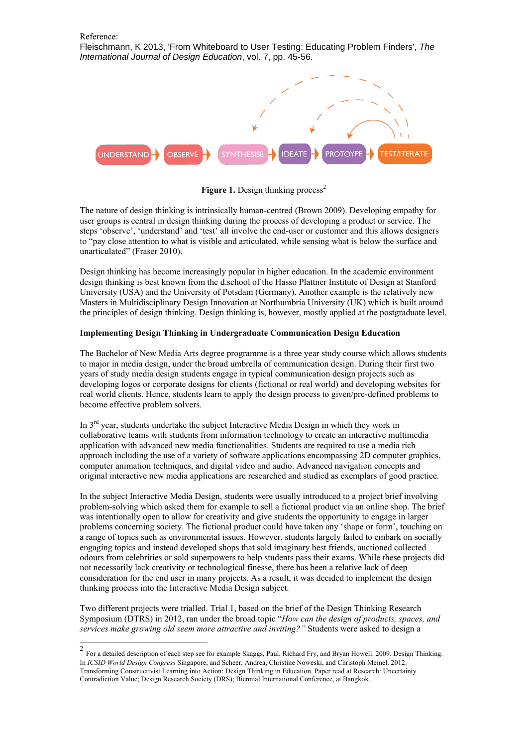Reference:
Fleischmann, K 2013, 'From Whiteboard to User Testing: Educating Problem Finders', *The International Journal of Design Education*, vol. 7, pp. 45-56.

UNDERSTAND → OBSERVE → SYNTHESISE → IDEATE → PROTOYPE → TEST/ITERATE

**Figure 1.** Design thinking process[2]

The nature of design thinking is intrinsically human-centred (Brown 2009). Developing empathy for user groups is central in design thinking during the process of developing a product or service. The steps 'observe', 'understand' and 'test' all involve the end-user or customer and this allows designers to "pay close attention to what is visible and articulated, while sensing what is below the surface and unarticulated" (Fraser 2010).

Design thinking has become increasingly popular in higher education. In the academic environment design thinking is best known from the d.school of the Hasso Plattner Institute of Design at Stanford University (USA) and the University of Potsdam (Germany). Another example is the relatively new Masters in Multidisciplinary Design Innovation at Northumbria University (UK) which is built around the principles of design thinking. Design thinking is, however, mostly applied at the postgraduate level.

**Implementing Design Thinking in Undergraduate Communication Design Education**

The Bachelor of New Media Arts degree programme is a three year study course which allows students to major in media design, under the broad umbrella of communication design. During their first two years of study media design students engage in typical communication design projects such as developing logos or corporate designs for clients (fictional or real world) and developing websites for real world clients. Hence, students learn to apply the design process to given/pre-defined problems to become effective problem solvers.

In 3rd year, students undertake the subject Interactive Media Design in which they work in collaborative teams with students from information technology to create an interactive multimedia application with advanced new media functionalities. Students are required to use a media rich approach including the use of a variety of software applications encompassing 2D computer graphics, computer animation techniques, and digital video and audio. Advanced navigation concepts and original interactive new media applications are researched and studied as exemplars of good practice.

In the subject Interactive Media Design, students were usually introduced to a project brief involving problem-solving which asked them for example to sell a fictional product via an online shop. The brief was intentionally open to allow for creativity and give students the opportunity to engage in larger problems concerning society. The fictional product could have taken any 'shape or form', touching on a range of topics such as environmental issues. However, students largely failed to embark on socially engaging topics and instead developed shops that sold imaginary best friends, auctioned collected odours from celebrities or sold superpowers to help students pass their exams. While these projects did not necessarily lack creativity or technological finesse, there has been a relative lack of deep consideration for the end user in many projects. As a result, it was decided to implement the design thinking process into the Interactive Media Design subject.

Two different projects were trialled. Trial 1, based on the brief of the Design Thinking Research Symposium (DTRS) in 2012, ran under the broad topic "*How can the design of products, spaces, and services make growing old seem more attractive and inviting?"* Students were asked to design a

[2] For a detailed description of each step see for example Skaggs, Paul, Richard Fry, and Bryan Howell. 2009. Design Thinking. In *ICSID World Design Congress* Singapore; and Scheer, Andrea, Christine Noweski, and Christoph Meinel. 2012. Transforming Constructivist Learning into Action: Design Thinking in Education. Paper read at Research: Uncertainty Contradiction Value; Design Research Society (DRS); Biennial International Conference, at Bangkok.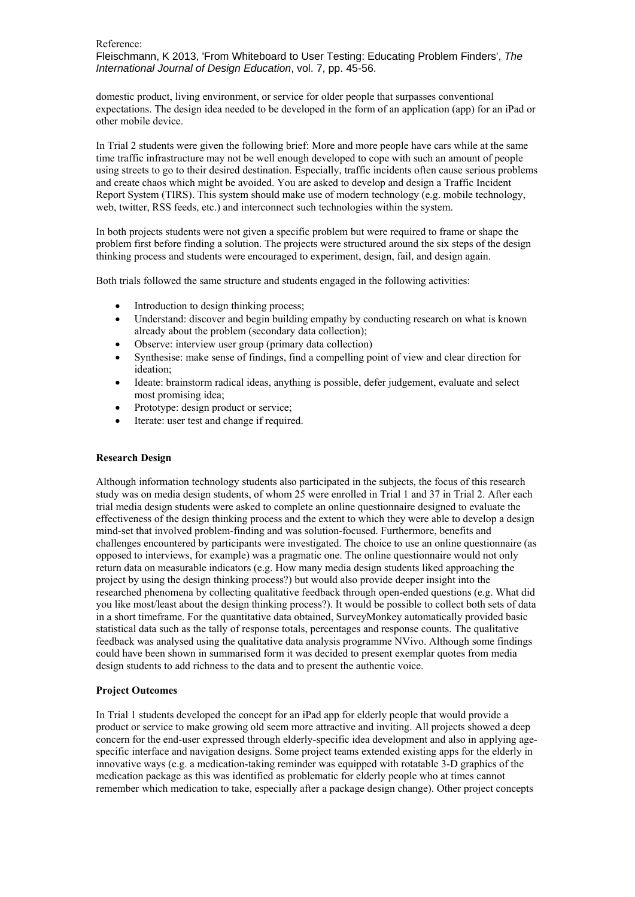domestic product, living environment, or service for older people that surpasses conventional expectations. The design idea needed to be developed in the form of an application (app) for an iPad or other mobile device.

In Trial 2 students were given the following brief: More and more people have cars while at the same time traffic infrastructure may not be well enough developed to cope with such an amount of people using streets to go to their desired destination. Especially, traffic incidents often cause serious problems and create chaos which might be avoided. You are asked to develop and design a Traffic Incident Report System (TIRS). This system should make use of modern technology (e.g. mobile technology, web, twitter, RSS feeds, etc.) and interconnect such technologies within the system.

In both projects students were not given a specific problem but were required to frame or shape the problem first before finding a solution. The projects were structured around the six steps of the design thinking process and students were encouraged to experiment, design, fail, and design again.

Both trials followed the same structure and students engaged in the following activities:

- Introduction to design thinking process;
- Understand: discover and begin building empathy by conducting research on what is known already about the problem (secondary data collection);
- Observe: interview user group (primary data collection)
- Synthesise: make sense of findings, find a compelling point of view and clear direction for ideation;
- Ideate: brainstorm radical ideas, anything is possible, defer judgement, evaluate and select most promising idea;
- Prototype: design product or service;
- Iterate: user test and change if required.

**Research Design**

Although information technology students also participated in the subjects, the focus of this research study was on media design students, of whom 25 were enrolled in Trial 1 and 37 in Trial 2. After each trial media design students were asked to complete an online questionnaire designed to evaluate the effectiveness of the design thinking process and the extent to which they were able to develop a design mind-set that involved problem-finding and was solution-focused. Furthermore, benefits and challenges encountered by participants were investigated. The choice to use an online questionnaire (as opposed to interviews, for example) was a pragmatic one. The online questionnaire would not only return data on measurable indicators (e.g. How many media design students liked approaching the project by using the design thinking process?) but would also provide deeper insight into the researched phenomena by collecting qualitative feedback through open-ended questions (e.g. What did you like most/least about the design thinking process?). It would be possible to collect both sets of data in a short timeframe. For the quantitative data obtained, SurveyMonkey automatically provided basic statistical data such as the tally of response totals, percentages and response counts. The qualitative feedback was analysed using the qualitative data analysis programme NVivo. Although some findings could have been shown in summarised form it was decided to present exemplar quotes from media design students to add richness to the data and to present the authentic voice.

**Project Outcomes**

In Trial 1 students developed the concept for an iPad app for elderly people that would provide a product or service to make growing old seem more attractive and inviting. All projects showed a deep concern for the end-user expressed through elderly-specific idea development and also in applying age-specific interface and navigation designs. Some project teams extended existing apps for the elderly in innovative ways (e.g. a medication-taking reminder was equipped with rotatable 3-D graphics of the medication package as this was identified as problematic for elderly people who at times cannot remember which medication to take, especially after a package design change). Other project concepts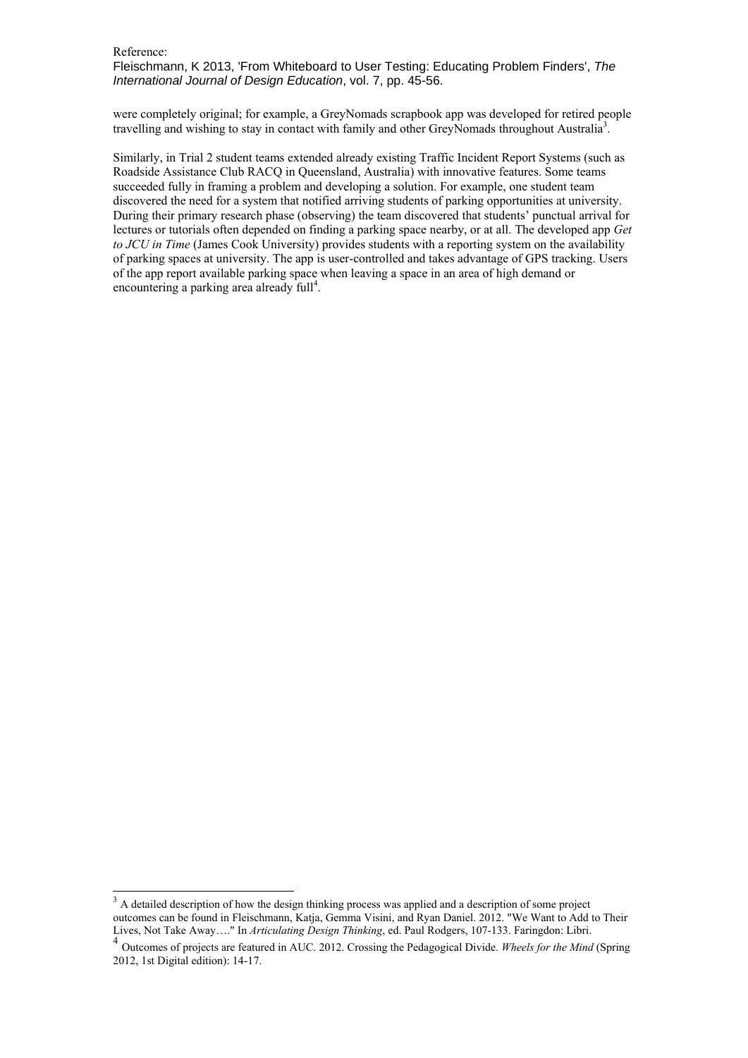were completely original; for example, a GreyNomads scrapbook app was developed for retired people travelling and wishing to stay in contact with family and other GreyNomads throughout Australia[3].

Similarly, in Trial 2 student teams extended already existing Traffic Incident Report Systems (such as Roadside Assistance Club RACQ in Queensland, Australia) with innovative features. Some teams succeeded fully in framing a problem and developing a solution. For example, one student team discovered the need for a system that notified arriving students of parking opportunities at university. During their primary research phase (observing) the team discovered that students' punctual arrival for lectures or tutorials often depended on finding a parking space nearby, or at all. The developed app *Get to JCU in Time* (James Cook University) provides students with a reporting system on the availability of parking spaces at university. The app is user-controlled and takes advantage of GPS tracking. Users of the app report available parking space when leaving a space in an area of high demand or encountering a parking area already full[4].

---

[3] A detailed description of how the design thinking process was applied and a description of some project outcomes can be found in Fleischmann, Katja, Gemma Visini, and Ryan Daniel. 2012. "We Want to Add to Their Lives, Not Take Away…." In *Articulating Design Thinking*, ed. Paul Rodgers, 107-133. Faringdon: Libri.

[4] Outcomes of projects are featured in AUC. 2012. Crossing the Pedagogical Divide. *Wheels for the Mind* (Spring 2012, 1st Digital edition): 14-17.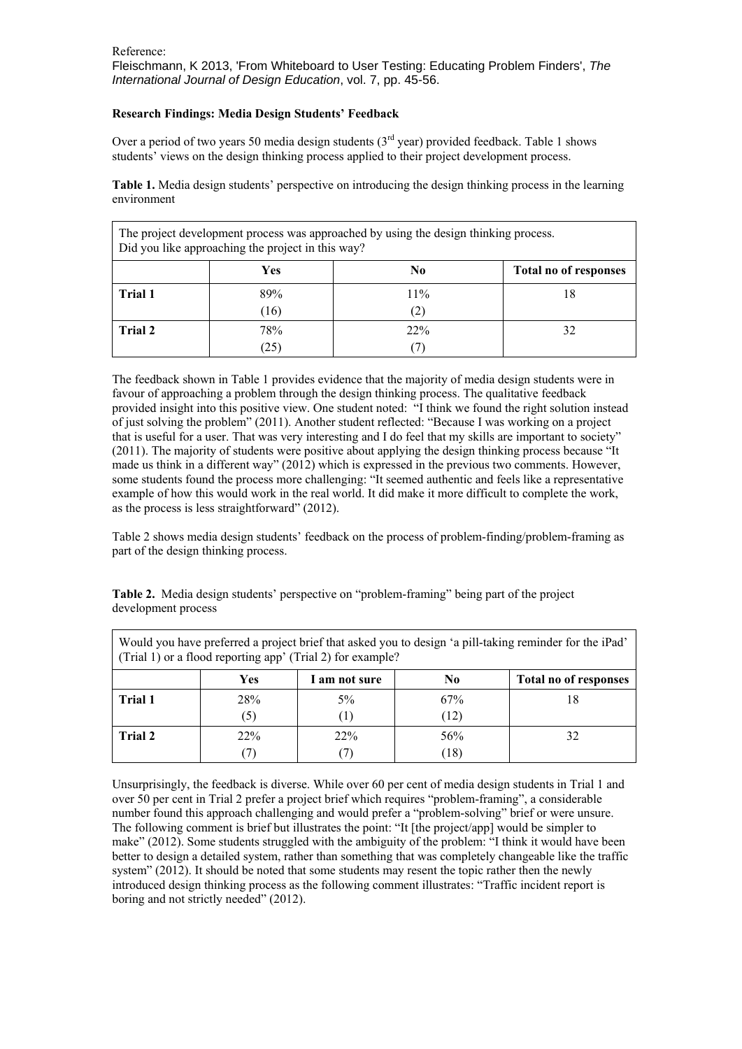Reference:
Fleischmann, K 2013, 'From Whiteboard to User Testing: Educating Problem Finders', *The International Journal of Design Education*, vol. 7, pp. 45-56.

**Research Findings: Media Design Students' Feedback**

Over a period of two years 50 media design students (3rd year) provided feedback. Table 1 shows students' views on the design thinking process applied to their project development process.

**Table 1.** Media design students' perspective on introducing the design thinking process in the learning environment

| The project development process was approached by using the design thinking process. Did you like approaching the project in this way? | | | |
|---|---|---|---|
| | **Yes** | **No** | **Total no of responses** |
| **Trial 1** | 89% (16) | 11% (2) | 18 |
| **Trial 2** | 78% (25) | 22% (7) | 32 |

The feedback shown in Table 1 provides evidence that the majority of media design students were in favour of approaching a problem through the design thinking process. The qualitative feedback provided insight into this positive view. One student noted: "I think we found the right solution instead of just solving the problem" (2011). Another student reflected: "Because I was working on a project that is useful for a user. That was very interesting and I do feel that my skills are important to society" (2011). The majority of students were positive about applying the design thinking process because "It made us think in a different way" (2012) which is expressed in the previous two comments. However, some students found the process more challenging: "It seemed authentic and feels like a representative example of how this would work in the real world. It did make it more difficult to complete the work, as the process is less straightforward" (2012).

Table 2 shows media design students' feedback on the process of problem-finding/problem-framing as part of the design thinking process.

**Table 2.** Media design students' perspective on "problem-framing" being part of the project development process

| Would you have preferred a project brief that asked you to design 'a pill-taking reminder for the iPad' (Trial 1) or a flood reporting app' (Trial 2) for example? | | | | |
|---|---|---|---|---|
| | **Yes** | **I am not sure** | **No** | **Total no of responses** |
| **Trial 1** | 28% (5) | 5% (1) | 67% (12) | 18 |
| **Trial 2** | 22% (7) | 22% (7) | 56% (18) | 32 |

Unsurprisingly, the feedback is diverse. While over 60 per cent of media design students in Trial 1 and over 50 per cent in Trial 2 prefer a project brief which requires "problem-framing", a considerable number found this approach challenging and would prefer a "problem-solving" brief or were unsure. The following comment is brief but illustrates the point: "It [the project/app] would be simpler to make" (2012). Some students struggled with the ambiguity of the problem: "I think it would have been better to design a detailed system, rather than something that was completely changeable like the traffic system" (2012). It should be noted that some students may resent the topic rather then the newly introduced design thinking process as the following comment illustrates: "Traffic incident report is boring and not strictly needed" (2012).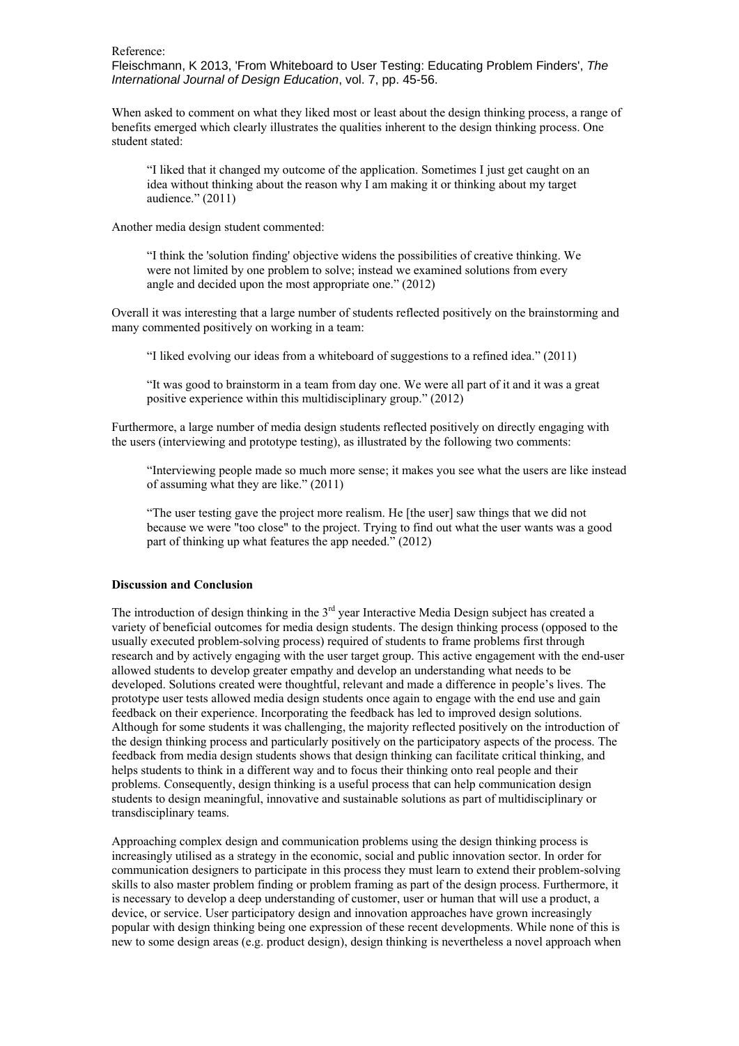Reference:
Fleischmann, K 2013, 'From Whiteboard to User Testing: Educating Problem Finders', *The International Journal of Design Education*, vol. 7, pp. 45-56.

When asked to comment on what they liked most or least about the design thinking process, a range of benefits emerged which clearly illustrates the qualities inherent to the design thinking process. One student stated:

> "I liked that it changed my outcome of the application. Sometimes I just get caught on an idea without thinking about the reason why I am making it or thinking about my target audience." (2011)

Another media design student commented:

> "I think the 'solution finding' objective widens the possibilities of creative thinking. We were not limited by one problem to solve; instead we examined solutions from every angle and decided upon the most appropriate one." (2012)

Overall it was interesting that a large number of students reflected positively on the brainstorming and many commented positively on working in a team:

> "I liked evolving our ideas from a whiteboard of suggestions to a refined idea." (2011)

> "It was good to brainstorm in a team from day one. We were all part of it and it was a great positive experience within this multidisciplinary group." (2012)

Furthermore, a large number of media design students reflected positively on directly engaging with the users (interviewing and prototype testing), as illustrated by the following two comments:

> "Interviewing people made so much more sense; it makes you see what the users are like instead of assuming what they are like." (2011)

> "The user testing gave the project more realism. He [the user] saw things that we did not because we were "too close" to the project. Trying to find out what the user wants was a good part of thinking up what features the app needed." (2012)

**Discussion and Conclusion**

The introduction of design thinking in the 3rd year Interactive Media Design subject has created a variety of beneficial outcomes for media design students. The design thinking process (opposed to the usually executed problem-solving process) required of students to frame problems first through research and by actively engaging with the user target group. This active engagement with the end-user allowed students to develop greater empathy and develop an understanding what needs to be developed. Solutions created were thoughtful, relevant and made a difference in people's lives. The prototype user tests allowed media design students once again to engage with the end use and gain feedback on their experience. Incorporating the feedback has led to improved design solutions. Although for some students it was challenging, the majority reflected positively on the introduction of the design thinking process and particularly positively on the participatory aspects of the process. The feedback from media design students shows that design thinking can facilitate critical thinking, and helps students to think in a different way and to focus their thinking onto real people and their problems. Consequently, design thinking is a useful process that can help communication design students to design meaningful, innovative and sustainable solutions as part of multidisciplinary or transdisciplinary teams.

Approaching complex design and communication problems using the design thinking process is increasingly utilised as a strategy in the economic, social and public innovation sector. In order for communication designers to participate in this process they must learn to extend their problem-solving skills to also master problem finding or problem framing as part of the design process. Furthermore, it is necessary to develop a deep understanding of customer, user or human that will use a product, a device, or service. User participatory design and innovation approaches have grown increasingly popular with design thinking being one expression of these recent developments. While none of this is new to some design areas (e.g. product design), design thinking is nevertheless a novel approach when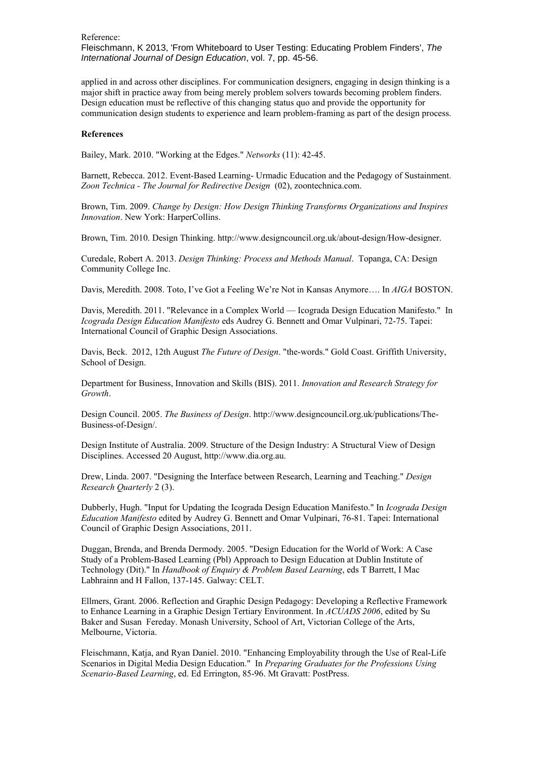applied in and across other disciplines. For communication designers, engaging in design thinking is a major shift in practice away from being merely problem solvers towards becoming problem finders. Design education must be reflective of this changing status quo and provide the opportunity for communication design students to experience and learn problem-framing as part of the design process.

**References**

Bailey, Mark. 2010. "Working at the Edges." *Networks* (11): 42-45.

Barnett, Rebecca. 2012. Event-Based Learning- Urmadic Education and the Pedagogy of Sustainment. *Zoon Technica - The Journal for Redirective Design* (02), zoontechnica.com.

Brown, Tim. 2009. *Change by Design: How Design Thinking Transforms Organizations and Inspires Innovation*. New York: HarperCollins.

Brown, Tim. 2010. Design Thinking. http://www.designcouncil.org.uk/about-design/How-designer.

Curedale, Robert A. 2013. *Design Thinking: Process and Methods Manual*. Topanga, CA: Design Community College Inc.

Davis, Meredith. 2008. Toto, I've Got a Feeling We're Not in Kansas Anymore…. In *AIGA* BOSTON.

Davis, Meredith. 2011. "Relevance in a Complex World — Icograda Design Education Manifesto." In *Icograda Design Education Manifesto* eds Audrey G. Bennett and Omar Vulpinari, 72-75. Tapei: International Council of Graphic Design Associations.

Davis, Beck. 2012, 12th August *The Future of Design*. "the-words." Gold Coast. Griffith University, School of Design.

Department for Business, Innovation and Skills (BIS). 2011. *Innovation and Research Strategy for Growth*.

Design Council. 2005. *The Business of Design*. http://www.designcouncil.org.uk/publications/The-Business-of-Design/.

Design Institute of Australia. 2009. Structure of the Design Industry: A Structural View of Design Disciplines. Accessed 20 August, http://www.dia.org.au.

Drew, Linda. 2007. "Designing the Interface between Research, Learning and Teaching." *Design Research Quarterly* 2 (3).

Dubberly, Hugh. "Input for Updating the Icograda Design Education Manifesto." In *Icograda Design Education Manifesto* edited by Audrey G. Bennett and Omar Vulpinari, 76-81. Tapei: International Council of Graphic Design Associations, 2011.

Duggan, Brenda, and Brenda Dermody. 2005. "Design Education for the World of Work: A Case Study of a Problem-Based Learning (Pbl) Approach to Design Education at Dublin Institute of Technology (Dit)." In *Handbook of Enquiry & Problem Based Learning*, eds T Barrett, I Mac Labhrainn and H Fallon, 137-145. Galway: CELT.

Ellmers, Grant. 2006. Reflection and Graphic Design Pedagogy: Developing a Reflective Framework to Enhance Learning in a Graphic Design Tertiary Environment. In *ACUADS 2006*, edited by Su Baker and Susan Fereday. Monash University, School of Art, Victorian College of the Arts, Melbourne, Victoria.

Fleischmann, Katja, and Ryan Daniel. 2010. "Enhancing Employability through the Use of Real-Life Scenarios in Digital Media Design Education." In *Preparing Graduates for the Professions Using Scenario-Based Learning*, ed. Ed Errington, 85-96. Mt Gravatt: PostPress.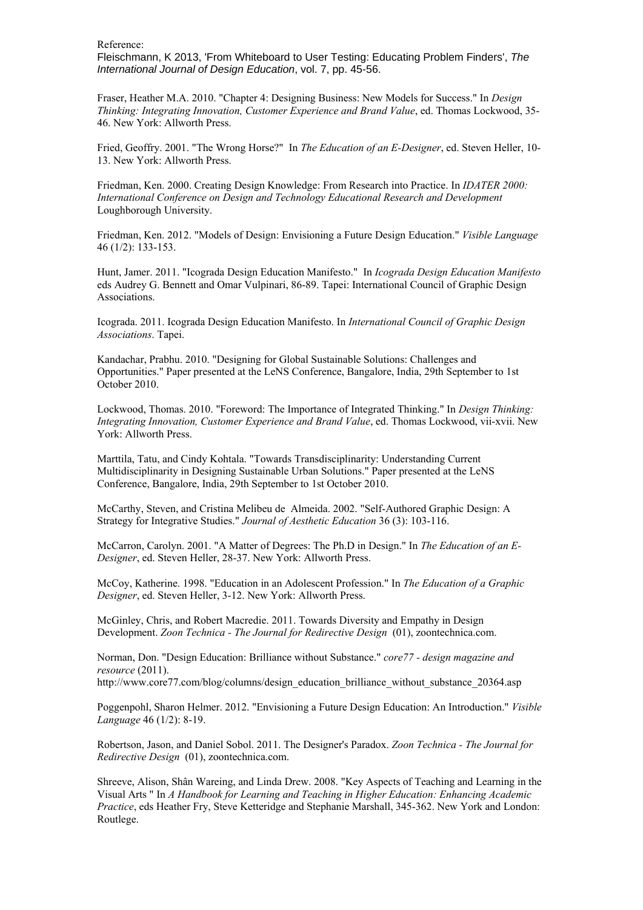Fraser, Heather M.A. 2010. "Chapter 4: Designing Business: New Models for Success." In *Design Thinking: Integrating Innovation, Customer Experience and Brand Value*, ed. Thomas Lockwood, 35-46. New York: Allworth Press.

Fried, Geoffry. 2001. "The Wrong Horse?" In *The Education of an E-Designer*, ed. Steven Heller, 10-13. New York: Allworth Press.

Friedman, Ken. 2000. Creating Design Knowledge: From Research into Practice. In *IDATER 2000: International Conference on Design and Technology Educational Research and Development* Loughborough University.

Friedman, Ken. 2012. "Models of Design: Envisioning a Future Design Education." *Visible Language* 46 (1/2): 133-153.

Hunt, Jamer. 2011. "Icograda Design Education Manifesto." In *Icograda Design Education Manifesto* eds Audrey G. Bennett and Omar Vulpinari, 86-89. Tapei: International Council of Graphic Design Associations.

Icograda. 2011. Icograda Design Education Manifesto. In *International Council of Graphic Design Associations*. Tapei.

Kandachar, Prabhu. 2010. "Designing for Global Sustainable Solutions: Challenges and Opportunities." Paper presented at the LeNS Conference, Bangalore, India, 29th September to 1st October 2010.

Lockwood, Thomas. 2010. "Foreword: The Importance of Integrated Thinking." In *Design Thinking: Integrating Innovation, Customer Experience and Brand Value*, ed. Thomas Lockwood, vii-xvii. New York: Allworth Press.

Marttila, Tatu, and Cindy Kohtala. "Towards Transdisciplinarity: Understanding Current Multidisciplinarity in Designing Sustainable Urban Solutions." Paper presented at the LeNS Conference, Bangalore, India, 29th September to 1st October 2010.

McCarthy, Steven, and Cristina Melibeu de Almeida. 2002. "Self-Authored Graphic Design: A Strategy for Integrative Studies." *Journal of Aesthetic Education* 36 (3): 103-116.

McCarron, Carolyn. 2001. "A Matter of Degrees: The Ph.D in Design." In *The Education of an E-Designer*, ed. Steven Heller, 28-37. New York: Allworth Press.

McCoy, Katherine. 1998. "Education in an Adolescent Profession." In *The Education of a Graphic Designer*, ed. Steven Heller, 3-12. New York: Allworth Press.

McGinley, Chris, and Robert Macredie. 2011. Towards Diversity and Empathy in Design Development. *Zoon Technica - The Journal for Redirective Design* (01), zoontechnica.com.

Norman, Don. "Design Education: Brilliance without Substance." *core77 - design magazine and resource* (2011).
http://www.core77.com/blog/columns/design_education_brilliance_without_substance_20364.asp

Poggenpohl, Sharon Helmer. 2012. "Envisioning a Future Design Education: An Introduction." *Visible Language* 46 (1/2): 8-19.

Robertson, Jason, and Daniel Sobol. 2011. The Designer's Paradox. *Zoon Technica - The Journal for Redirective Design* (01), zoontechnica.com.

Shreeve, Alison, Shân Wareing, and Linda Drew. 2008. "Key Aspects of Teaching and Learning in the Visual Arts " In *A Handbook for Learning and Teaching in Higher Education: Enhancing Academic Practice*, eds Heather Fry, Steve Ketteridge and Stephanie Marshall, 345-362. New York and London: Routlege.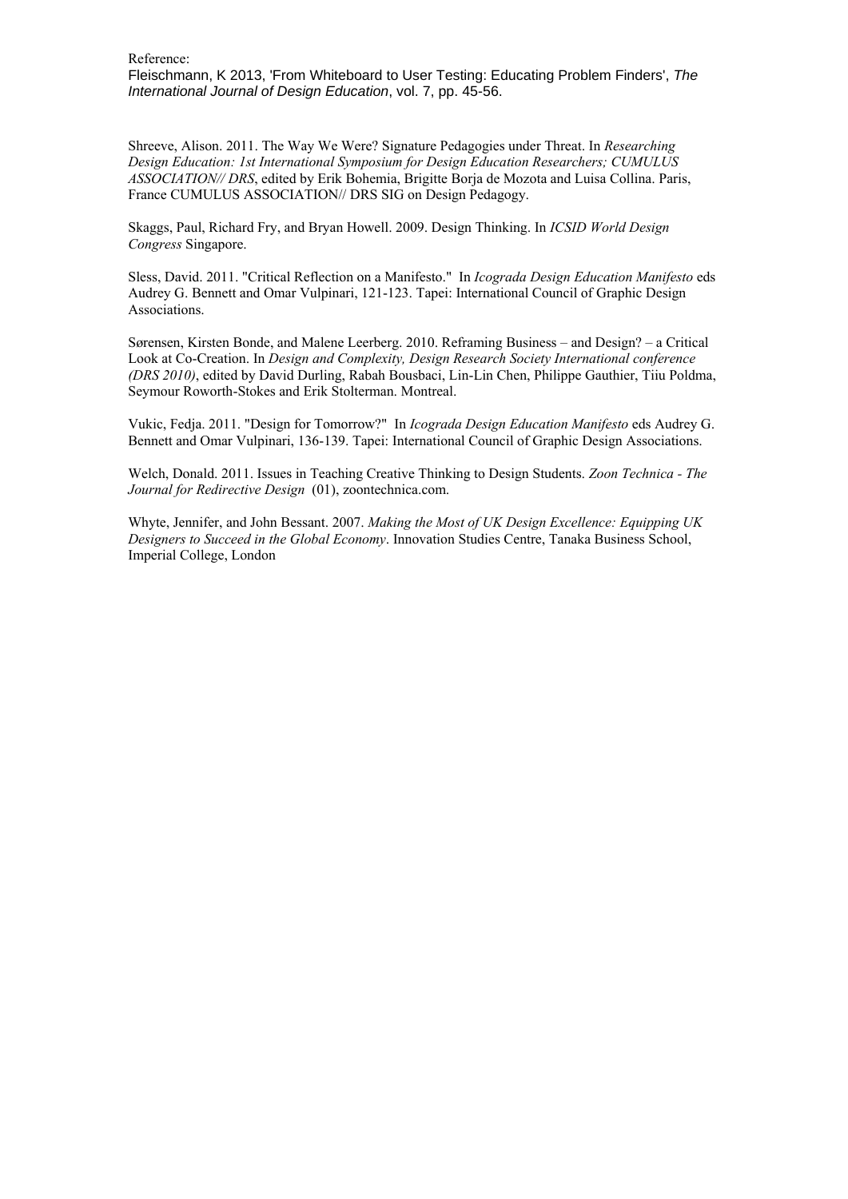Reference:
Fleischmann, K 2013, 'From Whiteboard to User Testing: Educating Problem Finders', *The International Journal of Design Education*, vol. 7, pp. 45-56.

Shreeve, Alison. 2011. The Way We Were? Signature Pedagogies under Threat. In *Researching Design Education: 1st International Symposium for Design Education Researchers; CUMULUS ASSOCIATION// DRS*, edited by Erik Bohemia, Brigitte Borja de Mozota and Luisa Collina. Paris, France CUMULUS ASSOCIATION// DRS SIG on Design Pedagogy.

Skaggs, Paul, Richard Fry, and Bryan Howell. 2009. Design Thinking. In *ICSID World Design Congress* Singapore.

Sless, David. 2011. "Critical Reflection on a Manifesto." In *Icograda Design Education Manifesto* eds Audrey G. Bennett and Omar Vulpinari, 121-123. Tapei: International Council of Graphic Design Associations.

Sørensen, Kirsten Bonde, and Malene Leerberg. 2010. Reframing Business – and Design? – a Critical Look at Co-Creation. In *Design and Complexity, Design Research Society International conference (DRS 2010)*, edited by David Durling, Rabah Bousbaci, Lin-Lin Chen, Philippe Gauthier, Tiiu Poldma, Seymour Roworth-Stokes and Erik Stolterman. Montreal.

Vukic, Fedja. 2011. "Design for Tomorrow?" In *Icograda Design Education Manifesto* eds Audrey G. Bennett and Omar Vulpinari, 136-139. Tapei: International Council of Graphic Design Associations.

Welch, Donald. 2011. Issues in Teaching Creative Thinking to Design Students. *Zoon Technica - The Journal for Redirective Design* (01), zoontechnica.com.

Whyte, Jennifer, and John Bessant. 2007. *Making the Most of UK Design Excellence: Equipping UK Designers to Succeed in the Global Economy*. Innovation Studies Centre, Tanaka Business School, Imperial College, London